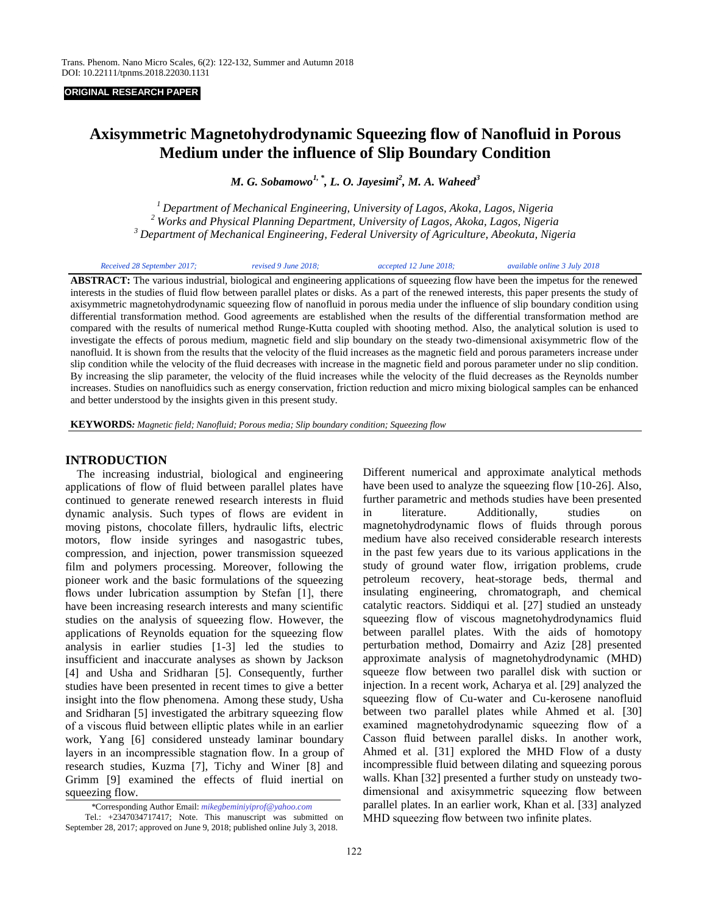ORIGINAL RESEARCH PAPER

# Axisymmetric Magnetohydrodynamic Squeezing flow of Nanofluid in Porous Medium under the influence of Slip Boundary Condition

***M. G. Sobamowo[1,*], L. O. Jayesimi[2], M. A. Waheed[3]***

*[1] Department of Mechanical Engineering, University of Lagos, Akoka, Lagos, Nigeria*
*[2] Works and Physical Planning Department, University of Lagos, Akoka, Lagos, Nigeria*
*[3] Department of Mechanical Engineering, Federal University of Agriculture, Abeokuta, Nigeria*

*Received 28 September 2017; revised 9 June 2018; accepted 12 June 2018; available online 3 July 2018*

**ABSTRACT:** The various industrial, biological and engineering applications of squeezing flow have been the impetus for the renewed interests in the studies of fluid flow between parallel plates or disks. As a part of the renewed interests, this paper presents the study of axisymmetric magnetohydrodynamic squeezing flow of nanofluid in porous media under the influence of slip boundary condition using differential transformation method. Good agreements are established when the results of the differential transformation method are compared with the results of numerical method Runge-Kutta coupled with shooting method. Also, the analytical solution is used to investigate the effects of porous medium, magnetic field and slip boundary on the steady two-dimensional axisymmetric flow of the nanofluid. It is shown from the results that the velocity of the fluid increases as the magnetic field and porous parameters increase under slip condition while the velocity of the fluid decreases with increase in the magnetic field and porous parameter under no slip condition. By increasing the slip parameter, the velocity of the fluid increases while the velocity of the fluid decreases as the Reynolds number increases. Studies on nanofluidics such as energy conservation, friction reduction and micro mixing biological samples can be enhanced and better understood by the insights given in this present study.

**KEYWORDS:** *Magnetic field; Nanofluid; Porous media; Slip boundary condition; Squeezing flow*

## INTRODUCTION

The increasing industrial, biological and engineering applications of flow of fluid between parallel plates have continued to generate renewed research interests in fluid dynamic analysis. Such types of flows are evident in moving pistons, chocolate fillers, hydraulic lifts, electric motors, flow inside syringes and nasogastric tubes, compression, and injection, power transmission squeezed film and polymers processing. Moreover, following the pioneer work and the basic formulations of the squeezing flows under lubrication assumption by Stefan [1], there have been increasing research interests and many scientific studies on the analysis of squeezing flow. However, the applications of Reynolds equation for the squeezing flow analysis in earlier studies [1-3] led the studies to insufficient and inaccurate analyses as shown by Jackson [4] and Usha and Sridharan [5]. Consequently, further studies have been presented in recent times to give a better insight into the flow phenomena. Among these study, Usha and Sridharan [5] investigated the arbitrary squeezing flow of a viscous fluid between elliptic plates while in an earlier work, Yang [6] considered unsteady laminar boundary layers in an incompressible stagnation flow. In a group of research studies, Kuzma [7], Tichy and Winer [8] and Grimm [9] examined the effects of fluid inertial on squeezing flow.

Different numerical and approximate analytical methods have been used to analyze the squeezing flow [10-26]. Also, further parametric and methods studies have been presented in literature. Additionally, studies on magnetohydrodynamic flows of fluids through porous medium have also received considerable research interests in the past few years due to its various applications in the study of ground water flow, irrigation problems, crude petroleum recovery, heat-storage beds, thermal and insulating engineering, chromatograph, and chemical catalytic reactors. Siddiqui et al. [27] studied an unsteady squeezing flow of viscous magnetohydrodynamics fluid between parallel plates. With the aids of homotopy perturbation method, Domairry and Aziz [28] presented approximate analysis of magnetohydrodynamic (MHD) squeeze flow between two parallel disk with suction or injection. In a recent work, Acharya et al. [29] analyzed the squeezing flow of Cu-water and Cu-kerosene nanofluid between two parallel plates while Ahmed et al. [30] examined magnetohydrodynamic squeezing flow of a Casson fluid between parallel disks. In another work, Ahmed et al. [31] explored the MHD Flow of a dusty incompressible fluid between dilating and squeezing porous walls. Khan [32] presented a further study on unsteady two-dimensional and axisymmetric squeezing flow between parallel plates. In an earlier work, Khan et al. [33] analyzed MHD squeezing flow between two infinite plates.

*Corresponding Author Email: mikegbeminiyiprof@yahoo.com
Tel.: +2347034717417; Note. This manuscript was submitted on September 28, 2017; approved on June 9, 2018; published online July 3, 2018.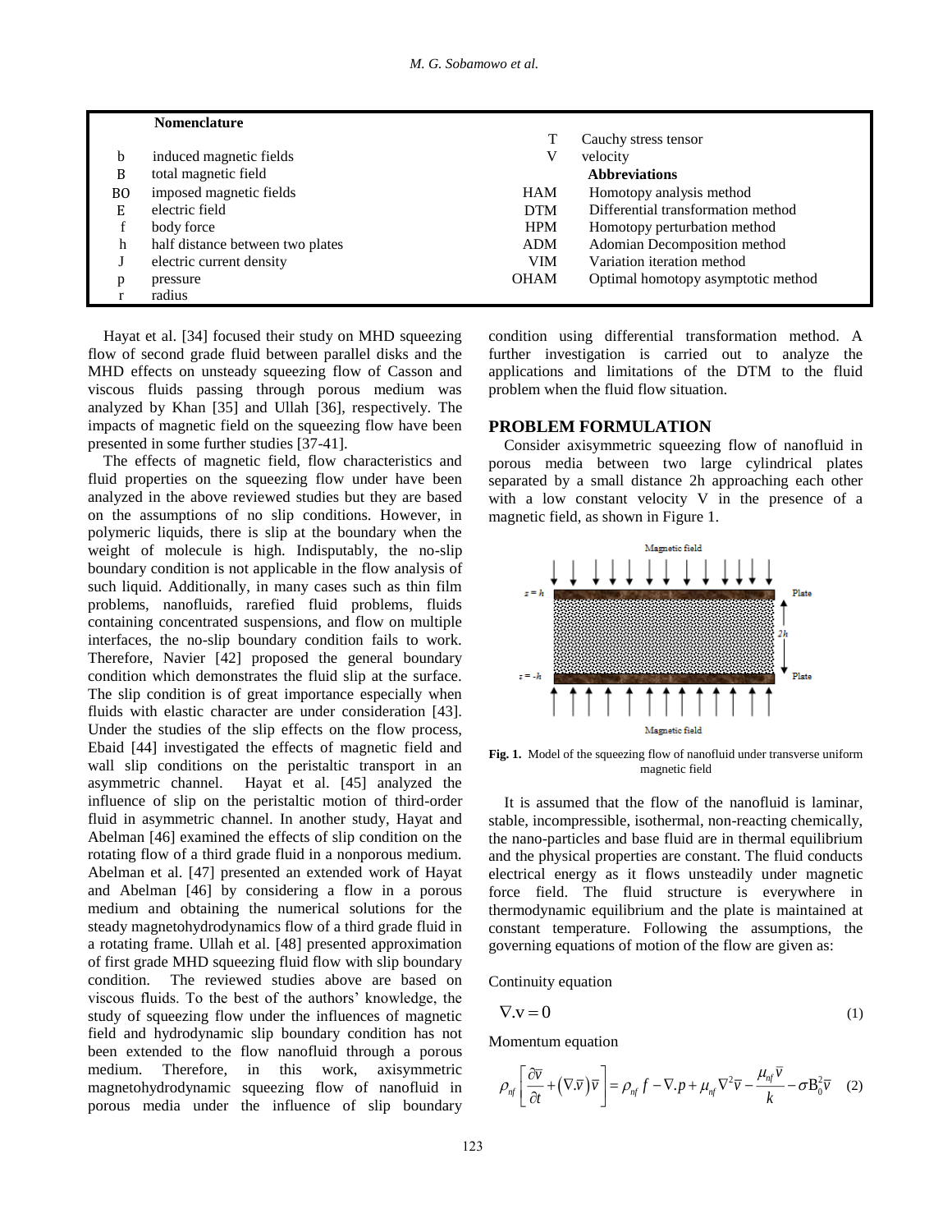| Nomenclature | | | |
|---|---|---|---|
| | | T | Cauchy stress tensor |
| b | induced magnetic fields | V | velocity |
| B | total magnetic field | | **Abbreviations** |
| B0 | imposed magnetic fields | HAM | Homotopy analysis method |
| E | electric field | DTM | Differential transformation method |
| f | body force | HPM | Homotopy perturbation method |
| h | half distance between two plates | ADM | Adomian Decomposition method |
| J | electric current density | VIM | Variation iteration method |
| p | pressure | OHAM | Optimal homotopy asymptotic method |
| r | radius | | |

Hayat et al. [34] focused their study on MHD squeezing flow of second grade fluid between parallel disks and the MHD effects on unsteady squeezing flow of Casson and viscous fluids passing through porous medium was analyzed by Khan [35] and Ullah [36], respectively. The impacts of magnetic field on the squeezing flow have been presented in some further studies [37-41].

The effects of magnetic field, flow characteristics and fluid properties on the squeezing flow under have been analyzed in the above reviewed studies but they are based on the assumptions of no slip conditions. However, in polymeric liquids, there is slip at the boundary when the weight of molecule is high. Indisputably, the no-slip boundary condition is not applicable in the flow analysis of such liquid. Additionally, in many cases such as thin film problems, nanofluids, rarefied fluid problems, fluids containing concentrated suspensions, and flow on multiple interfaces, the no-slip boundary condition fails to work. Therefore, Navier [42] proposed the general boundary condition which demonstrates the fluid slip at the surface. The slip condition is of great importance especially when fluids with elastic character are under consideration [43]. Under the studies of the slip effects on the flow process, Ebaid [44] investigated the effects of magnetic field and wall slip conditions on the peristaltic transport in an asymmetric channel. Hayat et al. [45] analyzed the influence of slip on the peristaltic motion of third-order fluid in asymmetric channel. In another study, Hayat and Abelman [46] examined the effects of slip condition on the rotating flow of a third grade fluid in a nonporous medium. Abelman et al. [47] presented an extended work of Hayat and Abelman [46] by considering a flow in a porous medium and obtaining the numerical solutions for the steady magnetohydrodynamics flow of a third grade fluid in a rotating frame. Ullah et al. [48] presented approximation of first grade MHD squeezing fluid flow with slip boundary condition. The reviewed studies above are based on viscous fluids. To the best of the authors' knowledge, the study of squeezing flow under the influences of magnetic field and hydrodynamic slip boundary condition has not been extended to the flow nanofluid through a porous medium. Therefore, in this work, axisymmetric magnetohydrodynamic squeezing flow of nanofluid in porous media under the influence of slip boundary condition using differential transformation method. A further investigation is carried out to analyze the applications and limitations of the DTM to the fluid problem when the fluid flow situation.

## PROBLEM FORMULATION

Consider axisymmetric squeezing flow of nanofluid in porous media between two large cylindrical plates separated by a small distance 2h approaching each other with a low constant velocity V in the presence of a magnetic field, as shown in Figure 1.

**Fig. 1.** Model of the squeezing flow of nanofluid under transverse uniform magnetic field

It is assumed that the flow of the nanofluid is laminar, stable, incompressible, isothermal, non-reacting chemically, the nano-particles and base fluid are in thermal equilibrium and the physical properties are constant. The fluid conducts electrical energy as it flows unsteadily under magnetic force field. The fluid structure is everywhere in thermodynamic equilibrium and the plate is maintained at constant temperature. Following the assumptions, the governing equations of motion of the flow are given as:

Continuity equation

$$\nabla . \text{v} = 0 \tag{1}$$

Momentum equation

$$\rho_{nf}\left[\frac{\partial \bar{v}}{\partial t} + \left(\nabla . \bar{v}\right)\bar{v}\right] = \rho_{nf} f - \nabla . p + \mu_{nf}\nabla^2 \bar{v} - \frac{\mu_{nf}\bar{v}}{k} - \sigma B_0^2 \bar{v} \tag{2}$$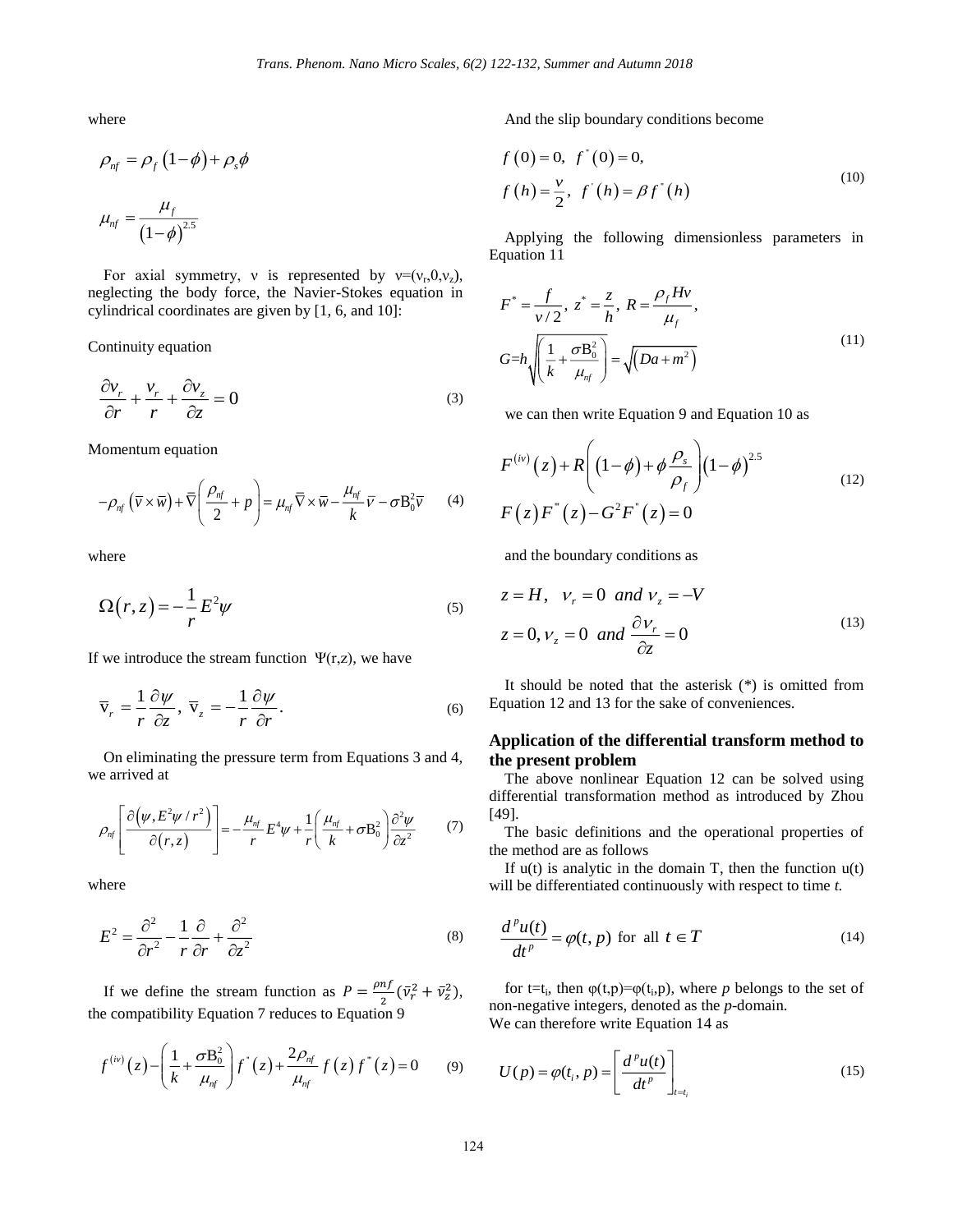where

$$\rho_{nf} = \rho_f\left(1-\phi\right)+\rho_s\phi$$

$$\mu_{nf} = \frac{\mu_f}{\left(1-\phi\right)^{2.5}}$$

For axial symmetry, v is represented by $v=(v_r,0,v_z)$, neglecting the body force, the Navier-Stokes equation in cylindrical coordinates are given by [1, 6, and 10]:

Continuity equation

$$\frac{\partial v_r}{\partial r}+\frac{v_r}{r}+\frac{\partial v_z}{\partial z}=0 \tag{3}$$

Momentum equation

$$-\rho_{nf}\left(\bar{v}\times\bar{w}\right)+\bar{\nabla}\left(\frac{\rho_{nf}}{2}+p\right)=\mu_{nf}\bar{\nabla}\times\bar{w}-\frac{\mu_{nf}}{k}\bar{v}-\sigma B_0^2\bar{v} \tag{4}$$

where

$$\Omega(r,z)=-\frac{1}{r}E^2\psi \tag{5}$$

If we introduce the stream function $\Psi(r,z)$, we have

$$\bar{v}_r=\frac{1}{r}\frac{\partial\psi}{\partial z},\ \bar{v}_z=-\frac{1}{r}\frac{\partial\psi}{\partial r}. \tag{6}$$

On eliminating the pressure term from Equations 3 and 4, we arrived at

$$\rho_{nf}\left[\frac{\partial\left(\psi,E^2\psi/r^2\right)}{\partial\left(r,z\right)}\right]=-\frac{\mu_{nf}}{r}E^4\psi+\frac{1}{r}\left(\frac{\mu_{nf}}{k}+\sigma B_0^2\right)\frac{\partial^2\psi}{\partial z^2} \tag{7}$$

where

$$E^2=\frac{\partial^2}{\partial r^2}-\frac{1}{r}\frac{\partial}{\partial r}+\frac{\partial^2}{\partial z^2} \tag{8}$$

If we define the stream function as $P=\frac{\rho nf}{2}(\bar{v}_r^2+\bar{v}_z^2)$, the compatibility Equation 7 reduces to Equation 9

$$f^{(iv)}(z)-\left(\frac{1}{k}+\frac{\sigma B_0^2}{\mu_{nf}}\right)f^{"}(z)+\frac{2\rho_{nf}}{\mu_{nf}}f(z)f^{'''}(z)=0 \tag{9}$$

And the slip boundary conditions become

$$\begin{aligned}&f(0)=0,\ \ f^{"}(0)=0,\\&f(h)=\frac{v}{2},\ \ f^{'}(h)=\beta f^{"}(h)\end{aligned} \tag{10}$$

Applying the following dimensionless parameters in Equation 11

$$\begin{aligned}&F^*=\frac{f}{v/2},\ z^*=\frac{z}{h},\ R=\frac{\rho_f Hv}{\mu_f},\\&G=h\sqrt{\left(\frac{1}{k}+\frac{\sigma B_0^2}{\mu_{nf}}\right)}=\sqrt{\left(Da+m^2\right)}\end{aligned} \tag{11}$$

we can then write Equation 9 and Equation 10 as

$$\begin{aligned}&F^{(iv)}(z)+R\left(\left(1-\phi\right)+\phi\frac{\rho_s}{\rho_f}\right)\left(1-\phi\right)^{2.5}\\&F(z)F^{'''}(z)-G^2F^{"}(z)=0\end{aligned} \tag{12}$$

and the boundary conditions as

$$\begin{aligned}&z=H,\ \ v_r=0\ \ and\ v_z=-V\\&z=0,v_z=0\ \ and\ \frac{\partial v_r}{\partial z}=0\end{aligned} \tag{13}$$

It should be noted that the asterisk (*) is omitted from Equation 12 and 13 for the sake of conveniences.

## Application of the differential transform method to the present problem

The above nonlinear Equation 12 can be solved using differential transformation method as introduced by Zhou [49].

The basic definitions and the operational properties of the method are as follows

If u(t) is analytic in the domain T, then the function u(t) will be differentiated continuously with respect to time *t*.

$$\frac{d^p u(t)}{dt^p}=\varphi(t,p)\ \text{for all}\ t\in T \tag{14}$$

for $t=t_i$, then $\varphi(t,p)=\varphi(t_i,p)$, where *p* belongs to the set of non-negative integers, denoted as the *p*-domain.
We can therefore write Equation 14 as

$$U(p)=\varphi(t_i,p)=\left[\frac{d^p u(t)}{dt^p}\right]_{t=t_i} \tag{15}$$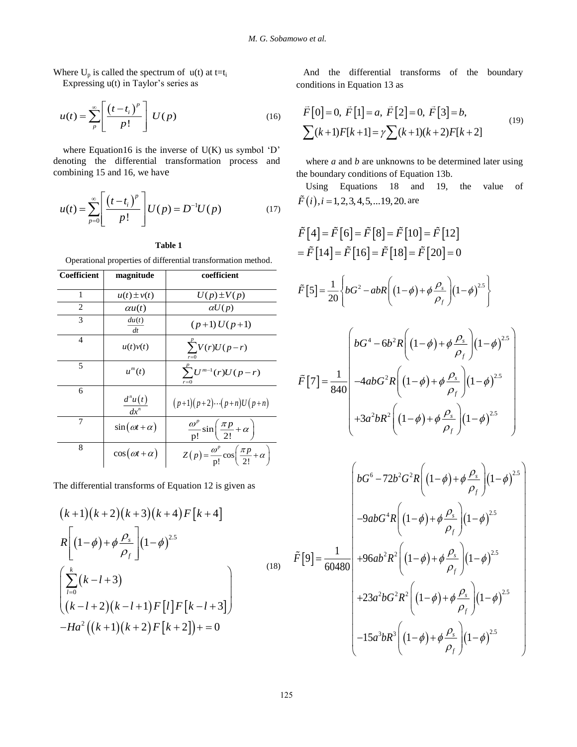Where $U_p$ is called the spectrum of $u(t)$ at $t=t_i$

Expressing $u(t)$ in Taylor's series as

$$u(t)=\sum_{p}^{\infty}\left[\frac{(t-t_i)^p}{p!}\right]\,U(p) \tag{16}$$

where Equation16 is the inverse of U(K) us symbol 'D' denoting the differential transformation process and combining 15 and 16, we have

$$u(t)=\sum_{p=0}^{\infty}\left[\frac{(t-t_i)^p}{p!}\right]U(p)=D^{-1}U(p) \tag{17}$$

**Table 1**

Operational properties of differential transformation method.

| Coefficient | magnitude | coefficient |
|---|---|---|
| 1 | $u(t)\pm v(t)$ | $U(p)\pm V(p)$ |
| 2 | $\alpha u(t)$ | $\alpha U(p)$ |
| 3 | $\frac{du(t)}{dt}$ | $(p+1)\,U(p+1)$ |
| 4 | $u(t)v(t)$ | $\sum_{r=0}^{p}V(r)U(p-r)$ |
| 5 | $u^m(t)$ | $\sum_{r=0}^{p}U^{m-1}(r)U(p-r)$ |
| 6 | $\frac{d^n u(t)}{dx^n}$ | $(p+1)(p+2)\cdots(p+n)U(p+n)$ |
| 7 | $\sin(\omega t+\alpha)$ | $\frac{\omega^p}{\text{p!}}\sin\left(\frac{\pi p}{2!}+\alpha\right)$ |
| 8 | $\cos(\omega t+\alpha)$ | $Z(p)=\frac{\omega^p}{\text{p!}}\cos\left(\frac{\pi p}{2!}+\alpha\right)$ |

The differential transforms of Equation 12 is given as

$$\begin{aligned}&(k+1)(k+2)(k+3)(k+4)F[k+4]\\&R\left[(1-\phi)+\phi\frac{\rho_s}{\rho_f}\right](1-\phi)^{2.5}\\&\left(\sum_{l=0}^{k}(k-l+3)\atop (k-l+2)(k-l+1)F[l]F[k-l+3]\right)\\&-Ha^2\left((k+1)(k+2)F[k+2]\right)+=0\end{aligned} \tag{18}$$

And the differential transforms of the boundary conditions in Equation 13 as

$$\begin{aligned}&\tilde{F}[0]=0,\ \tilde{F}[1]=a,\ \tilde{F}[2]=0,\ \tilde{F}[3]=b,\\&\sum(k+1)F[k+1]=\gamma\sum(k+1)(k+2)F[k+2]\end{aligned} \tag{19}$$

where *a* and *b* are unknowns to be determined later using the boundary conditions of Equation 13b.

Using Equations 18 and 19, the value of $\tilde{F}(i), i=1,2,3,4,5,...19,20.$ are

$$\tilde{F}[4]=\tilde{F}[6]=\tilde{F}[8]=\tilde{F}[10]=\tilde{F}[12]=\tilde{F}[14]=\tilde{F}[16]=\tilde{F}[18]=\tilde{F}[20]=0$$

$$\tilde{F}[5]=\frac{1}{20}\left\{bG^2-abR\left((1-\phi)+\phi\frac{\rho_s}{\rho_f}\right)(1-\phi)^{2.5}\right\}$$

$$\tilde{F}[7]=\frac{1}{840}\left(\begin{aligned}&bG^4-6b^2R\left((1-\phi)+\phi\frac{\rho_s}{\rho_f}\right)(1-\phi)^{2.5}\\&-4abG^2R\left((1-\phi)+\phi\frac{\rho_s}{\rho_f}\right)(1-\phi)^{2.5}\\&+3a^2bR^2\left((1-\phi)+\phi\frac{\rho_s}{\rho_f}\right)(1-\phi)^{2.5}\end{aligned}\right)$$

$$\tilde{F}[9]=\frac{1}{60480}\left(\begin{aligned}&bG^6-72b^2G^2R\left((1-\phi)+\phi\frac{\rho_s}{\rho_f}\right)(1-\phi)^{2.5}\\&-9abG^4R\left((1-\phi)+\phi\frac{\rho_s}{\rho_f}\right)(1-\phi)^{2.5}\\&+96ab^2R^2\left((1-\phi)+\phi\frac{\rho_s}{\rho_f}\right)(1-\phi)^{2.5}\\&+23a^2bG^2R^2\left((1-\phi)+\phi\frac{\rho_s}{\rho_f}\right)(1-\phi)^{2.5}\\&-15a^3bR^3\left((1-\phi)+\phi\frac{\rho_s}{\rho_f}\right)(1-\phi)^{2.5}\end{aligned}\right)$$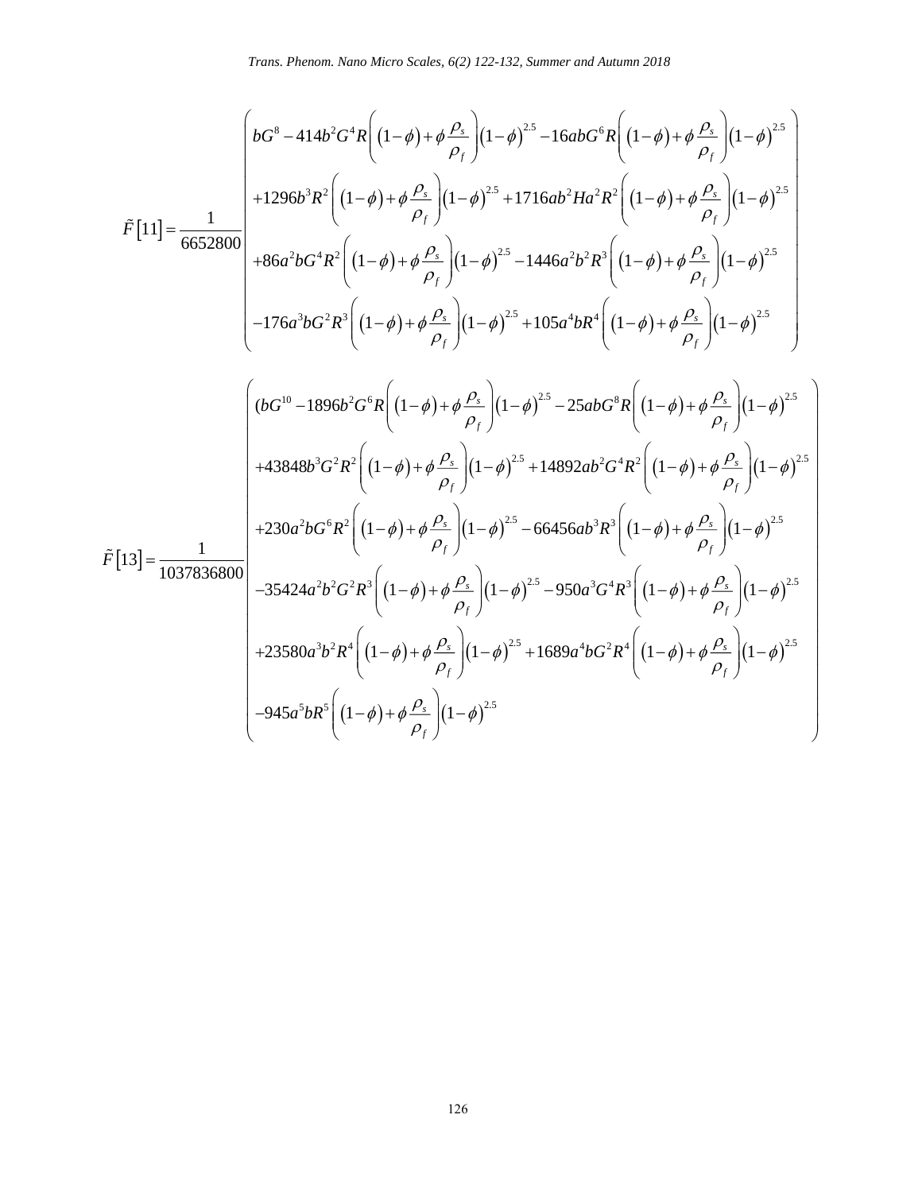$$
\tilde{F}[11] = \frac{1}{6652800}\left(\begin{array}{l}
bG^{8} - 414b^{2}G^{4}R\left(\left(1-\phi\right)+\phi\dfrac{\rho_s}{\rho_f}\right)\left(1-\phi\right)^{2.5} - 16abG^{6}R\left(\left(1-\phi\right)+\phi\dfrac{\rho_s}{\rho_f}\right)\left(1-\phi\right)^{2.5} \\
+1296b^{3}R^{2}\left(\left(1-\phi\right)+\phi\dfrac{\rho_s}{\rho_f}\right)\left(1-\phi\right)^{2.5} + 1716ab^{2}Ha^{2}R^{2}\left(\left(1-\phi\right)+\phi\dfrac{\rho_s}{\rho_f}\right)\left(1-\phi\right)^{2.5} \\
+86a^{2}bG^{4}R^{2}\left(\left(1-\phi\right)+\phi\dfrac{\rho_s}{\rho_f}\right)\left(1-\phi\right)^{2.5} - 1446a^{2}b^{2}R^{3}\left(\left(1-\phi\right)+\phi\dfrac{\rho_s}{\rho_f}\right)\left(1-\phi\right)^{2.5} \\
-176a^{3}bG^{2}R^{3}\left(\left(1-\phi\right)+\phi\dfrac{\rho_s}{\rho_f}\right)\left(1-\phi\right)^{2.5} + 105a^{4}bR^{4}\left(\left(1-\phi\right)+\phi\dfrac{\rho_s}{\rho_f}\right)\left(1-\phi\right)^{2.5}
\end{array}\right)
$$

$$
\tilde{F}[13] = \frac{1}{1037836800}\left(\begin{array}{l}
(bG^{10} - 1896b^{2}G^{6}R\left(\left(1-\phi\right)+\phi\dfrac{\rho_s}{\rho_f}\right)\left(1-\phi\right)^{2.5} - 25abG^{8}R\left(\left(1-\phi\right)+\phi\dfrac{\rho_s}{\rho_f}\right)\left(1-\phi\right)^{2.5} \\
+43848b^{3}G^{2}R^{2}\left(\left(1-\phi\right)+\phi\dfrac{\rho_s}{\rho_f}\right)\left(1-\phi\right)^{2.5} + 14892ab^{2}G^{4}R^{2}\left(\left(1-\phi\right)+\phi\dfrac{\rho_s}{\rho_f}\right)\left(1-\phi\right)^{2.5} \\
+230a^{2}bG^{6}R^{2}\left(\left(1-\phi\right)+\phi\dfrac{\rho_s}{\rho_f}\right)\left(1-\phi\right)^{2.5} - 66456ab^{3}R^{3}\left(\left(1-\phi\right)+\phi\dfrac{\rho_s}{\rho_f}\right)\left(1-\phi\right)^{2.5} \\
-35424a^{2}b^{2}G^{2}R^{3}\left(\left(1-\phi\right)+\phi\dfrac{\rho_s}{\rho_f}\right)\left(1-\phi\right)^{2.5} - 950a^{3}G^{4}R^{3}\left(\left(1-\phi\right)+\phi\dfrac{\rho_s}{\rho_f}\right)\left(1-\phi\right)^{2.5} \\
+23580a^{3}b^{2}R^{4}\left(\left(1-\phi\right)+\phi\dfrac{\rho_s}{\rho_f}\right)\left(1-\phi\right)^{2.5} + 1689a^{4}bG^{2}R^{4}\left(\left(1-\phi\right)+\phi\dfrac{\rho_s}{\rho_f}\right)\left(1-\phi\right)^{2.5} \\
-945a^{5}bR^{5}\left(\left(1-\phi\right)+\phi\dfrac{\rho_s}{\rho_f}\right)\left(1-\phi\right)^{2.5}
\end{array}\right)
$$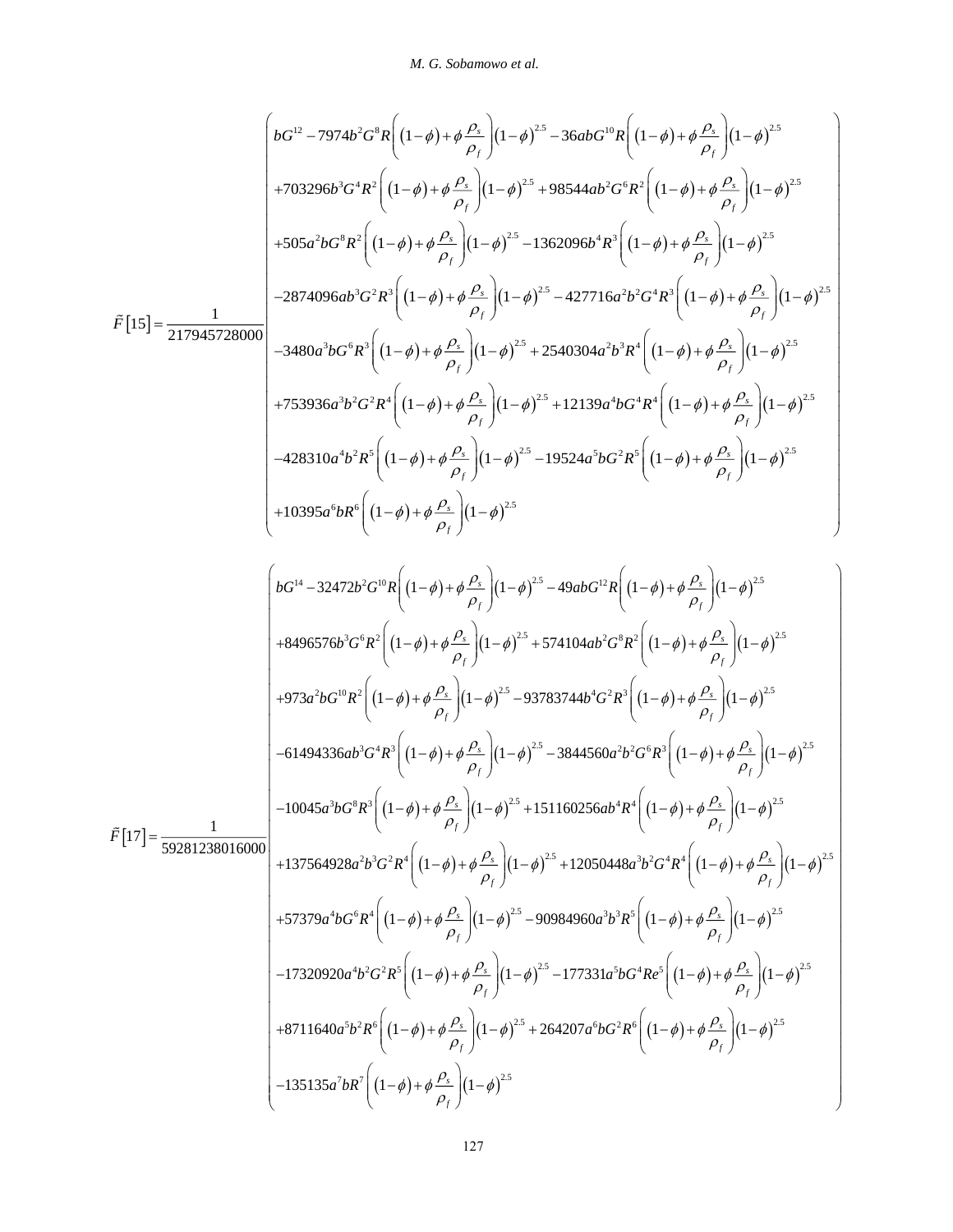$$
\tilde{F}[15] = \frac{1}{217945728000}\left(\begin{array}{l}
bG^{12} - 7974b^2G^8R\left(\left(1-\phi\right)+\phi\dfrac{\rho_s}{\rho_f}\right)\left(1-\phi\right)^{2.5} - 36abG^{10}R\left(\left(1-\phi\right)+\phi\dfrac{\rho_s}{\rho_f}\right)\left(1-\phi\right)^{2.5} \\
+703296b^3G^4R^2\left(\left(1-\phi\right)+\phi\dfrac{\rho_s}{\rho_f}\right)\left(1-\phi\right)^{2.5} + 98544ab^2G^6R^2\left(\left(1-\phi\right)+\phi\dfrac{\rho_s}{\rho_f}\right)\left(1-\phi\right)^{2.5} \\
+505a^2bG^8R^2\left(\left(1-\phi\right)+\phi\dfrac{\rho_s}{\rho_f}\right)\left(1-\phi\right)^{2.5} - 1362096b^4R^3\left(\left(1-\phi\right)+\phi\dfrac{\rho_s}{\rho_f}\right)\left(1-\phi\right)^{2.5} \\
-2874096ab^3G^2R^3\left(\left(1-\phi\right)+\phi\dfrac{\rho_s}{\rho_f}\right)\left(1-\phi\right)^{2.5} - 427716a^2b^2G^4R^3\left(\left(1-\phi\right)+\phi\dfrac{\rho_s}{\rho_f}\right)\left(1-\phi\right)^{2.5} \\
-3480a^3bG^6R^3\left(\left(1-\phi\right)+\phi\dfrac{\rho_s}{\rho_f}\right)\left(1-\phi\right)^{2.5} + 2540304a^2b^3R^4\left(\left(1-\phi\right)+\phi\dfrac{\rho_s}{\rho_f}\right)\left(1-\phi\right)^{2.5} \\
+753936a^3b^2G^2R^4\left(\left(1-\phi\right)+\phi\dfrac{\rho_s}{\rho_f}\right)\left(1-\phi\right)^{2.5} + 12139a^4bG^4R^4\left(\left(1-\phi\right)+\phi\dfrac{\rho_s}{\rho_f}\right)\left(1-\phi\right)^{2.5} \\
-428310a^4b^2R^5\left(\left(1-\phi\right)+\phi\dfrac{\rho_s}{\rho_f}\right)\left(1-\phi\right)^{2.5} - 19524a^5bG^2R^5\left(\left(1-\phi\right)+\phi\dfrac{\rho_s}{\rho_f}\right)\left(1-\phi\right)^{2.5} \\
+10395a^6bR^6\left(\left(1-\phi\right)+\phi\dfrac{\rho_s}{\rho_f}\right)\left(1-\phi\right)^{2.5}
\end{array}\right)
$$

$$
\tilde{F}[17] = \frac{1}{59281238016000}\left(\begin{array}{l}
bG^{14} - 32472b^2G^{10}R\left(\left(1-\phi\right)+\phi\dfrac{\rho_s}{\rho_f}\right)\left(1-\phi\right)^{2.5} - 49abG^{12}R\left(\left(1-\phi\right)+\phi\dfrac{\rho_s}{\rho_f}\right)\left(1-\phi\right)^{2.5} \\
+8496576b^3G^6R^2\left(\left(1-\phi\right)+\phi\dfrac{\rho_s}{\rho_f}\right)\left(1-\phi\right)^{2.5} + 574104ab^2G^8R^2\left(\left(1-\phi\right)+\phi\dfrac{\rho_s}{\rho_f}\right)\left(1-\phi\right)^{2.5} \\
+973a^2bG^{10}R^2\left(\left(1-\phi\right)+\phi\dfrac{\rho_s}{\rho_f}\right)\left(1-\phi\right)^{2.5} - 93783744b^4G^2R^3\left(\left(1-\phi\right)+\phi\dfrac{\rho_s}{\rho_f}\right)\left(1-\phi\right)^{2.5} \\
-61494336ab^3G^4R^3\left(\left(1-\phi\right)+\phi\dfrac{\rho_s}{\rho_f}\right)\left(1-\phi\right)^{2.5} - 3844560a^2b^2G^6R^3\left(\left(1-\phi\right)+\phi\dfrac{\rho_s}{\rho_f}\right)\left(1-\phi\right)^{2.5} \\
-10045a^3bG^8R^3\left(\left(1-\phi\right)+\phi\dfrac{\rho_s}{\rho_f}\right)\left(1-\phi\right)^{2.5} + 151160256ab^4R^4\left(\left(1-\phi\right)+\phi\dfrac{\rho_s}{\rho_f}\right)\left(1-\phi\right)^{2.5} \\
+137564928a^2b^3G^2R^4\left(\left(1-\phi\right)+\phi\dfrac{\rho_s}{\rho_f}\right)\left(1-\phi\right)^{2.5} + 12050448a^3b^2G^4R^4\left(\left(1-\phi\right)+\phi\dfrac{\rho_s}{\rho_f}\right)\left(1-\phi\right)^{2.5} \\
+57379a^4bG^6R^4\left(\left(1-\phi\right)+\phi\dfrac{\rho_s}{\rho_f}\right)\left(1-\phi\right)^{2.5} - 90984960a^3b^3R^5\left(\left(1-\phi\right)+\phi\dfrac{\rho_s}{\rho_f}\right)\left(1-\phi\right)^{2.5} \\
-17320920a^4b^2G^2R^5\left(\left(1-\phi\right)+\phi\dfrac{\rho_s}{\rho_f}\right)\left(1-\phi\right)^{2.5} - 177331a^5bG^4Re^5\left(\left(1-\phi\right)+\phi\dfrac{\rho_s}{\rho_f}\right)\left(1-\phi\right)^{2.5} \\
+8711640a^5b^2R^6\left(\left(1-\phi\right)+\phi\dfrac{\rho_s}{\rho_f}\right)\left(1-\phi\right)^{2.5} + 264207a^6bG^2R^6\left(\left(1-\phi\right)+\phi\dfrac{\rho_s}{\rho_f}\right)\left(1-\phi\right)^{2.5} \\
-135135a^7bR^7\left(\left(1-\phi\right)+\phi\dfrac{\rho_s}{\rho_f}\right)\left(1-\phi\right)^{2.5}
\end{array}\right)
$$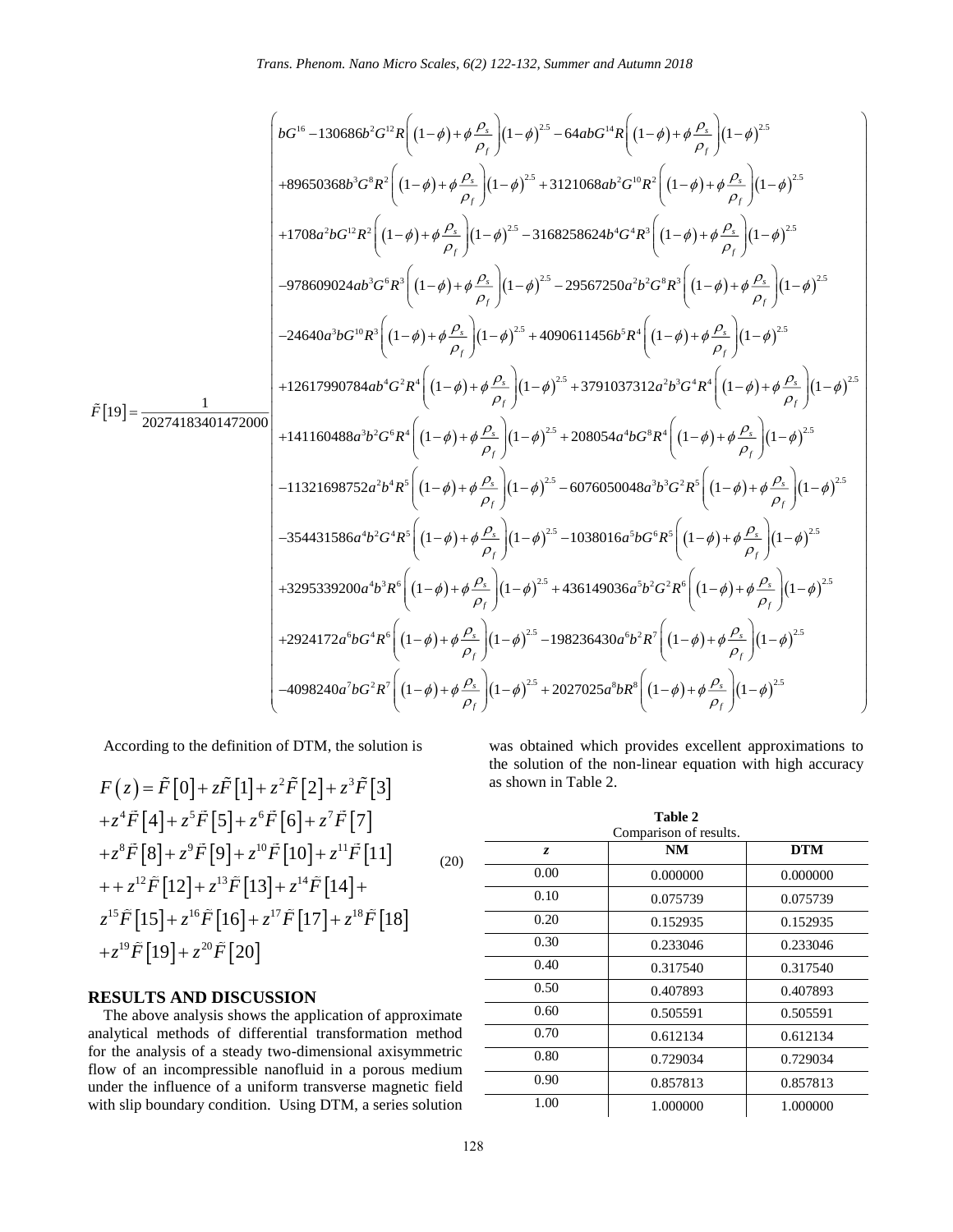$$
\tilde{F}[19]=\frac{1}{20274183401472000}\left(\begin{array}{l}
bG^{16}-130686b^2G^{12}R\left(\left(1-\phi\right)+\phi\frac{\rho_s}{\rho_f}\right)\left(1-\phi\right)^{2.5}-64abG^{14}R\left(\left(1-\phi\right)+\phi\frac{\rho_s}{\rho_f}\right)\left(1-\phi\right)^{2.5}\\
+89650368b^3G^8R^2\left(\left(1-\phi\right)+\phi\frac{\rho_s}{\rho_f}\right)\left(1-\phi\right)^{2.5}+3121068ab^2G^{10}R^2\left(\left(1-\phi\right)+\phi\frac{\rho_s}{\rho_f}\right)\left(1-\phi\right)^{2.5}\\
+1708a^2bG^{12}R^2\left(\left(1-\phi\right)+\phi\frac{\rho_s}{\rho_f}\right)\left(1-\phi\right)^{2.5}-3168258624b^4G^4R^3\left(\left(1-\phi\right)+\phi\frac{\rho_s}{\rho_f}\right)\left(1-\phi\right)^{2.5}\\
-978609024ab^3G^6R^3\left(\left(1-\phi\right)+\phi\frac{\rho_s}{\rho_f}\right)\left(1-\phi\right)^{2.5}-29567250a^2b^2G^8R^3\left(\left(1-\phi\right)+\phi\frac{\rho_s}{\rho_f}\right)\left(1-\phi\right)^{2.5}\\
-24640a^3bG^{10}R^3\left(\left(1-\phi\right)+\phi\frac{\rho_s}{\rho_f}\right)\left(1-\phi\right)^{2.5}+4090611456b^5R^4\left(\left(1-\phi\right)+\phi\frac{\rho_s}{\rho_f}\right)\left(1-\phi\right)^{2.5}\\
+12617990784ab^4G^2R^4\left(\left(1-\phi\right)+\phi\frac{\rho_s}{\rho_f}\right)\left(1-\phi\right)^{2.5}+3791037312a^2b^3G^4R^4\left(\left(1-\phi\right)+\phi\frac{\rho_s}{\rho_f}\right)\left(1-\phi\right)^{2.5}\\
+141160488a^3b^2G^6R^4\left(\left(1-\phi\right)+\phi\frac{\rho_s}{\rho_f}\right)\left(1-\phi\right)^{2.5}+208054a^4bG^8R^4\left(\left(1-\phi\right)+\phi\frac{\rho_s}{\rho_f}\right)\left(1-\phi\right)^{2.5}\\
-11321698752a^2b^4R^5\left(\left(1-\phi\right)+\phi\frac{\rho_s}{\rho_f}\right)\left(1-\phi\right)^{2.5}-6076050048a^3b^3G^2R^5\left(\left(1-\phi\right)+\phi\frac{\rho_s}{\rho_f}\right)\left(1-\phi\right)^{2.5}\\
-354431586a^4b^2G^4R^5\left(\left(1-\phi\right)+\phi\frac{\rho_s}{\rho_f}\right)\left(1-\phi\right)^{2.5}-1038016a^5bG^6R^5\left(\left(1-\phi\right)+\phi\frac{\rho_s}{\rho_f}\right)\left(1-\phi\right)^{2.5}\\
+3295339200a^4b^3R^6\left(\left(1-\phi\right)+\phi\frac{\rho_s}{\rho_f}\right)\left(1-\phi\right)^{2.5}+436149036a^5b^2G^2R^6\left(\left(1-\phi\right)+\phi\frac{\rho_s}{\rho_f}\right)\left(1-\phi\right)^{2.5}\\
+2924172a^6bG^4R^6\left(\left(1-\phi\right)+\phi\frac{\rho_s}{\rho_f}\right)\left(1-\phi\right)^{2.5}-198236430a^6b^2R^7\left(\left(1-\phi\right)+\phi\frac{\rho_s}{\rho_f}\right)\left(1-\phi\right)^{2.5}\\
-4098240a^7bG^2R^7\left(\left(1-\phi\right)+\phi\frac{\rho_s}{\rho_f}\right)\left(1-\phi\right)^{2.5}+2027025a^8bR^8\left(\left(1-\phi\right)+\phi\frac{\rho_s}{\rho_f}\right)\left(1-\phi\right)^{2.5}
\end{array}\right)
$$

According to the definition of DTM, the solution is

$$
\begin{aligned}
F\left(z\right)&=\tilde{F}[0]+z\tilde{F}[1]+z^2\tilde{F}[2]+z^3\tilde{F}[3]\\
&+z^4\tilde{F}[4]+z^5\tilde{F}[5]+z^6\tilde{F}[6]+z^7\tilde{F}[7]\\
&+z^8\tilde{F}[8]+z^9\tilde{F}[9]+z^{10}\tilde{F}[10]+z^{11}\tilde{F}[11]\\
&++z^{12}\tilde{F}[12]+z^{13}\tilde{F}[13]+z^{14}\tilde{F}[14]+\\
&z^{15}\tilde{F}[15]+z^{16}\tilde{F}[16]+z^{17}\tilde{F}[17]+z^{18}\tilde{F}[18]\\
&+z^{19}\tilde{F}[19]+z^{20}\tilde{F}[20]
\end{aligned}
\tag{20}
$$

## RESULTS AND DISCUSSION

The above analysis shows the application of approximate analytical methods of differential transformation method for the analysis of a steady two-dimensional axisymmetric flow of an incompressible nanofluid in a porous medium under the influence of a uniform transverse magnetic field with slip boundary condition. Using DTM, a series solution was obtained which provides excellent approximations to the solution of the non-linear equation with high accuracy as shown in Table 2.

**Table 2**
Comparison of results.

| *z* | NM | DTM |
|---|---|---|
| 0.00 | 0.000000 | 0.000000 |
| 0.10 | 0.075739 | 0.075739 |
| 0.20 | 0.152935 | 0.152935 |
| 0.30 | 0.233046 | 0.233046 |
| 0.40 | 0.317540 | 0.317540 |
| 0.50 | 0.407893 | 0.407893 |
| 0.60 | 0.505591 | 0.505591 |
| 0.70 | 0.612134 | 0.612134 |
| 0.80 | 0.729034 | 0.729034 |
| 0.90 | 0.857813 | 0.857813 |
| 1.00 | 1.000000 | 1.000000 |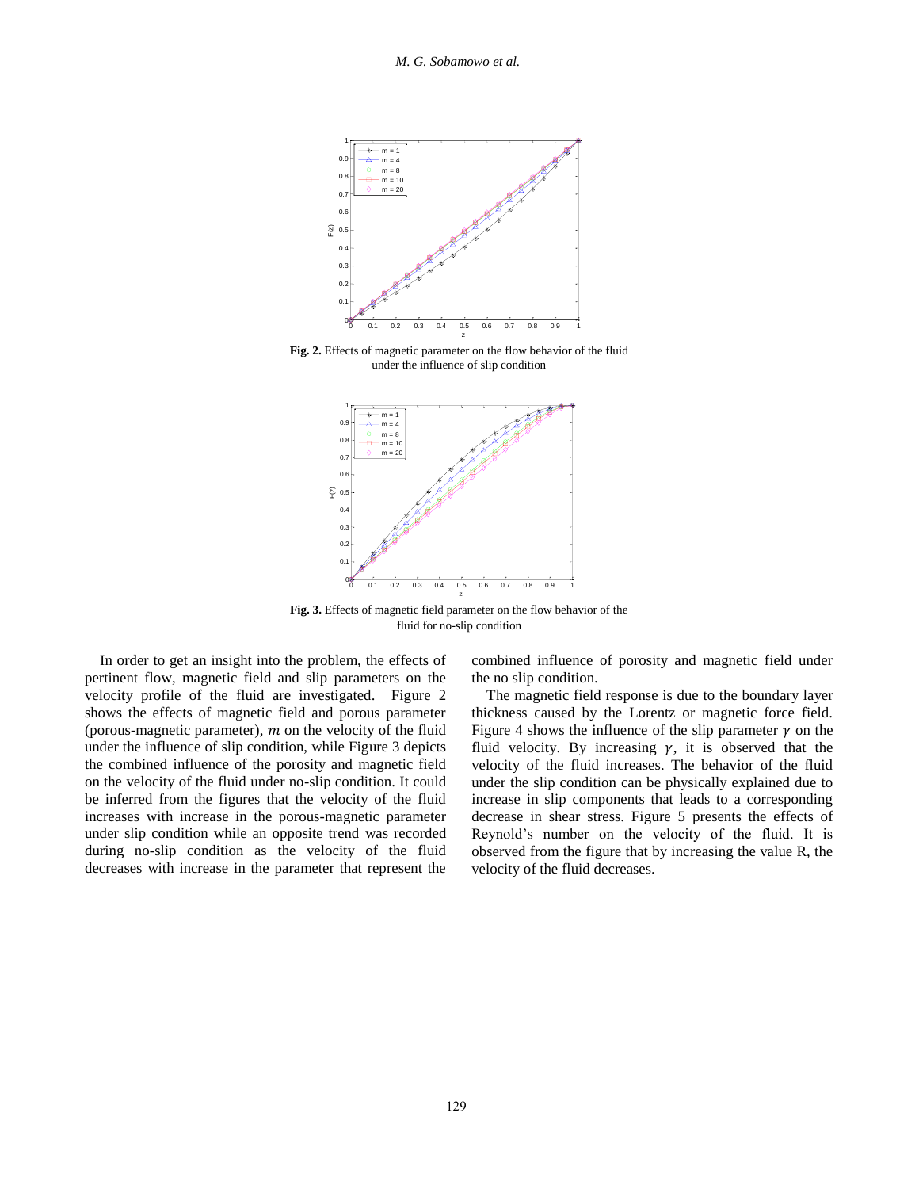**Fig. 2.** Effects of magnetic parameter on the flow behavior of the fluid under the influence of slip condition

**Fig. 3.** Effects of magnetic field parameter on the flow behavior of the fluid for no-slip condition

In order to get an insight into the problem, the effects of pertinent flow, magnetic field and slip parameters on the velocity profile of the fluid are investigated. Figure 2 shows the effects of magnetic field and porous parameter (porous-magnetic parameter), $m$ on the velocity of the fluid under the influence of slip condition, while Figure 3 depicts the combined influence of the porosity and magnetic field on the velocity of the fluid under no-slip condition. It could be inferred from the figures that the velocity of the fluid increases with increase in the porous-magnetic parameter under slip condition while an opposite trend was recorded during no-slip condition as the velocity of the fluid decreases with increase in the parameter that represent the combined influence of porosity and magnetic field under the no slip condition.

The magnetic field response is due to the boundary layer thickness caused by the Lorentz or magnetic force field. Figure 4 shows the influence of the slip parameter $\gamma$ on the fluid velocity. By increasing $\gamma$, it is observed that the velocity of the fluid increases. The behavior of the fluid under the slip condition can be physically explained due to increase in slip components that leads to a corresponding decrease in shear stress. Figure 5 presents the effects of Reynold's number on the velocity of the fluid. It is observed from the figure that by increasing the value R, the velocity of the fluid decreases.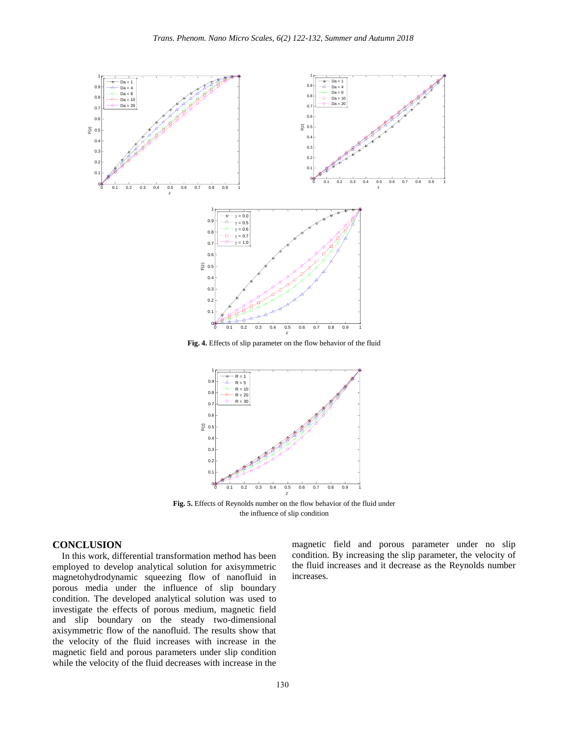**Fig. 4.** Effects of slip parameter on the flow behavior of the fluid

**Fig. 5.** Effects of Reynolds number on the flow behavior of the fluid under the influence of slip condition

## CONCLUSION

In this work, differential transformation method has been employed to develop analytical solution for axisymmetric magnetohydrodynamic squeezing flow of nanofluid in porous media under the influence of slip boundary condition. The developed analytical solution was used to investigate the effects of porous medium, magnetic field and slip boundary on the steady two-dimensional axisymmetric flow of the nanofluid. The results show that the velocity of the fluid increases with increase in the magnetic field and porous parameters under slip condition while the velocity of the fluid decreases with increase in the magnetic field and porous parameter under no slip condition. By increasing the slip parameter, the velocity of the fluid increases and it decrease as the Reynolds number increases.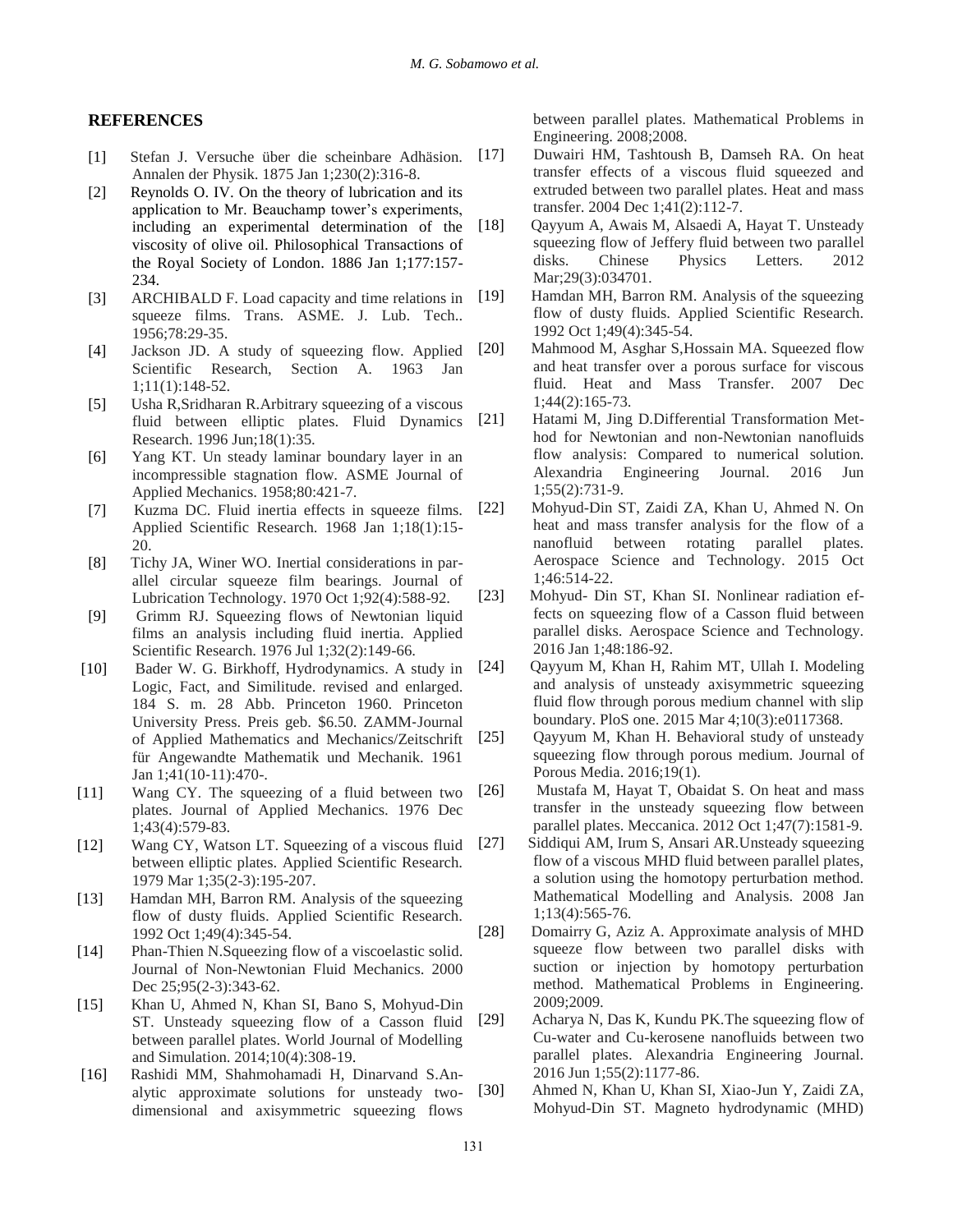## REFERENCES

[1] Stefan J. Versuche über die scheinbare Adhäsion. Annalen der Physik. 1875 Jan 1;230(2):316-8.

[2] Reynolds O. IV. On the theory of lubrication and its application to Mr. Beauchamp tower's experiments, including an experimental determination of the viscosity of olive oil. Philosophical Transactions of the Royal Society of London. 1886 Jan 1;177:157-234.

[3] ARCHIBALD F. Load capacity and time relations in squeeze films. Trans. ASME. J. Lub. Tech.. 1956;78:29-35.

[4] Jackson JD. A study of squeezing flow. Applied Scientific Research, Section A. 1963 Jan 1;11(1):148-52.

[5] Usha R,Sridharan R.Arbitrary squeezing of a viscous fluid between elliptic plates. Fluid Dynamics Research. 1996 Jun;18(1):35.

[6] Yang KT. Un steady laminar boundary layer in an incompressible stagnation flow. ASME Journal of Applied Mechanics. 1958;80:421-7.

[7] Kuzma DC. Fluid inertia effects in squeeze films. Applied Scientific Research. 1968 Jan 1;18(1):15-20.

[8] Tichy JA, Winer WO. Inertial considerations in parallel circular squeeze film bearings. Journal of Lubrication Technology. 1970 Oct 1;92(4):588-92.

[9] Grimm RJ. Squeezing flows of Newtonian liquid films an analysis including fluid inertia. Applied Scientific Research. 1976 Jul 1;32(2):149-66.

[10] Bader W. G. Birkhoff, Hydrodynamics. A study in Logic, Fact, and Similitude. revised and enlarged. 184 S. m. 28 Abb. Princeton 1960. Princeton University Press. Preis geb. $6.50. ZAMM-Journal of Applied Mathematics and Mechanics/Zeitschrift für Angewandte Mathematik und Mechanik. 1961 Jan 1;41(10-11):470-.

[11] Wang CY. The squeezing of a fluid between two plates. Journal of Applied Mechanics. 1976 Dec 1;43(4):579-83.

[12] Wang CY, Watson LT. Squeezing of a viscous fluid between elliptic plates. Applied Scientific Research. 1979 Mar 1;35(2-3):195-207.

[13] Hamdan MH, Barron RM. Analysis of the squeezing flow of dusty fluids. Applied Scientific Research. 1992 Oct 1;49(4):345-54.

[14] Phan-Thien N.Squeezing flow of a viscoelastic solid. Journal of Non-Newtonian Fluid Mechanics. 2000 Dec 25;95(2-3):343-62.

[15] Khan U, Ahmed N, Khan SI, Bano S, Mohyud-Din ST. Unsteady squeezing flow of a Casson fluid between parallel plates. World Journal of Modelling and Simulation. 2014;10(4):308-19.

[16] Rashidi MM, Shahmohamadi H, Dinarvand S.Analytic approximate solutions for unsteady two-dimensional and axisymmetric squeezing flows between parallel plates. Mathematical Problems in Engineering. 2008;2008.

[17] Duwairi HM, Tashtoush B, Damseh RA. On heat transfer effects of a viscous fluid squeezed and extruded between two parallel plates. Heat and mass transfer. 2004 Dec 1;41(2):112-7.

[18] Qayyum A, Awais M, Alsaedi A, Hayat T. Unsteady squeezing flow of Jeffery fluid between two parallel disks. Chinese Physics Letters. 2012 Mar;29(3):034701.

[19] Hamdan MH, Barron RM. Analysis of the squeezing flow of dusty fluids. Applied Scientific Research. 1992 Oct 1;49(4):345-54.

[20] Mahmood M, Asghar S,Hossain MA. Squeezed flow and heat transfer over a porous surface for viscous fluid. Heat and Mass Transfer. 2007 Dec 1;44(2):165-73.

[21] Hatami M, Jing D.Differential Transformation Method for Newtonian and non-Newtonian nanofluids flow analysis: Compared to numerical solution. Alexandria Engineering Journal. 2016 Jun 1;55(2):731-9.

[22] Mohyud-Din ST, Zaidi ZA, Khan U, Ahmed N. On heat and mass transfer analysis for the flow of a nanofluid between rotating parallel plates. Aerospace Science and Technology. 2015 Oct 1;46:514-22.

[23] Mohyud- Din ST, Khan SI. Nonlinear radiation effects on squeezing flow of a Casson fluid between parallel disks. Aerospace Science and Technology. 2016 Jan 1;48:186-92.

[24] Qayyum M, Khan H, Rahim MT, Ullah I. Modeling and analysis of unsteady axisymmetric squeezing fluid flow through porous medium channel with slip boundary. PloS one. 2015 Mar 4;10(3):e0117368.

[25] Qayyum M, Khan H. Behavioral study of unsteady squeezing flow through porous medium. Journal of Porous Media. 2016;19(1).

[26] Mustafa M, Hayat T, Obaidat S. On heat and mass transfer in the unsteady squeezing flow between parallel plates. Meccanica. 2012 Oct 1;47(7):1581-9.

[27] Siddiqui AM, Irum S, Ansari AR.Unsteady squeezing flow of a viscous MHD fluid between parallel plates, a solution using the homotopy perturbation method. Mathematical Modelling and Analysis. 2008 Jan 1;13(4):565-76.

[28] Domairry G, Aziz A. Approximate analysis of MHD squeeze flow between two parallel disks with suction or injection by homotopy perturbation method. Mathematical Problems in Engineering. 2009;2009.

[29] Acharya N, Das K, Kundu PK.The squeezing flow of Cu-water and Cu-kerosene nanofluids between two parallel plates. Alexandria Engineering Journal. 2016 Jun 1;55(2):1177-86.

[30] Ahmed N, Khan U, Khan SI, Xiao-Jun Y, Zaidi ZA, Mohyud-Din ST. Magneto hydrodynamic (MHD)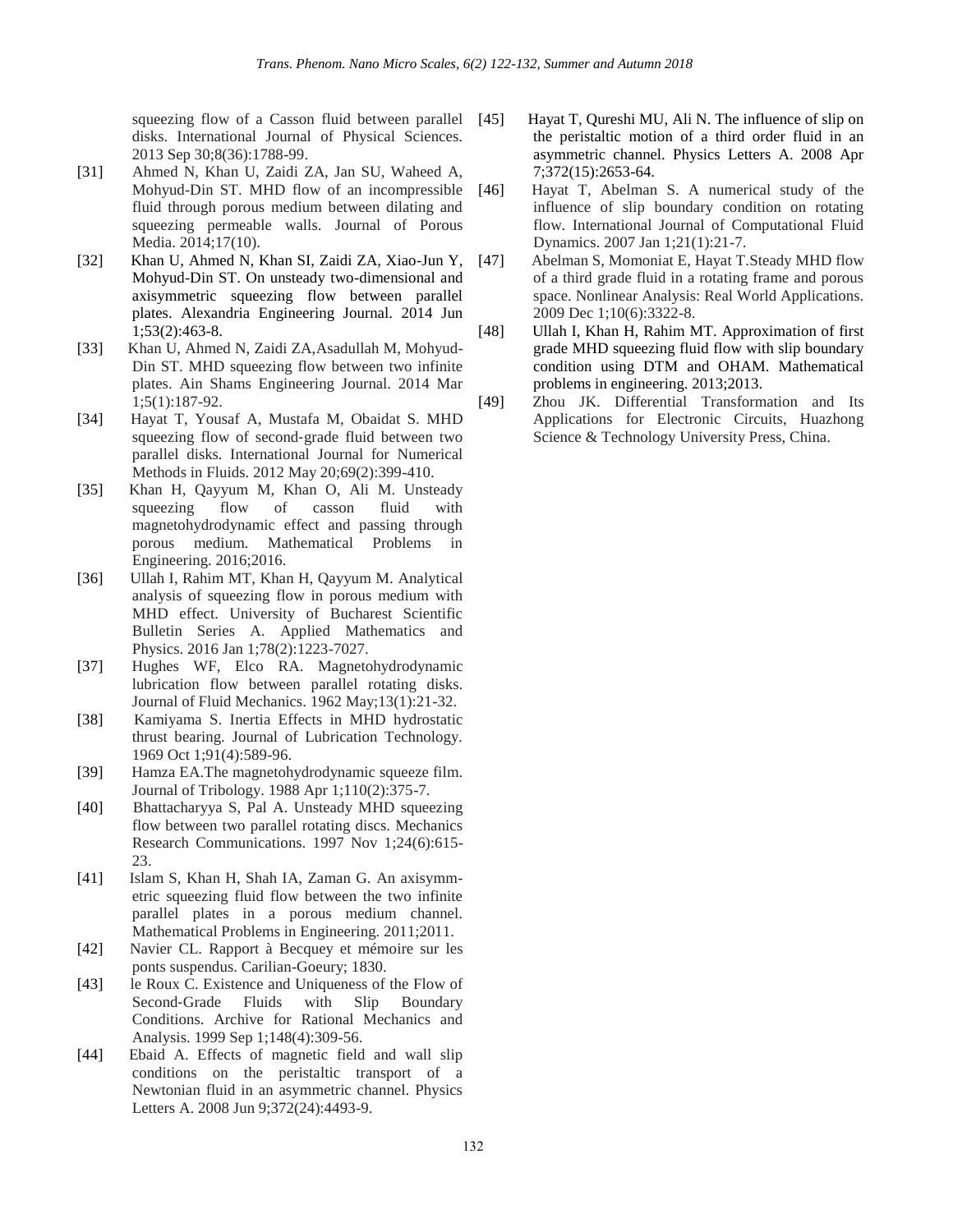squeezing flow of a Casson fluid between parallel disks. International Journal of Physical Sciences. 2013 Sep 30;8(36):1788-99.

[31] Ahmed N, Khan U, Zaidi ZA, Jan SU, Waheed A, Mohyud-Din ST. MHD flow of an incompressible fluid through porous medium between dilating and squeezing permeable walls. Journal of Porous Media. 2014;17(10).

[32] Khan U, Ahmed N, Khan SI, Zaidi ZA, Xiao-Jun Y, Mohyud-Din ST. On unsteady two-dimensional and axisymmetric squeezing flow between parallel plates. Alexandria Engineering Journal. 2014 Jun 1;53(2):463-8.

[33] Khan U, Ahmed N, Zaidi ZA,Asadullah M, Mohyud-Din ST. MHD squeezing flow between two infinite plates. Ain Shams Engineering Journal. 2014 Mar 1;5(1):187-92.

[34] Hayat T, Yousaf A, Mustafa M, Obaidat S. MHD squeezing flow of second‐grade fluid between two parallel disks. International Journal for Numerical Methods in Fluids. 2012 May 20;69(2):399-410.

[35] Khan H, Qayyum M, Khan O, Ali M. Unsteady squeezing flow of casson fluid with magnetohydrodynamic effect and passing through porous medium. Mathematical Problems in Engineering. 2016;2016.

[36] Ullah I, Rahim MT, Khan H, Qayyum M. Analytical analysis of squeezing flow in porous medium with MHD effect. University of Bucharest Scientific Bulletin Series A. Applied Mathematics and Physics. 2016 Jan 1;78(2):1223-7027.

[37] Hughes WF, Elco RA. Magnetohydrodynamic lubrication flow between parallel rotating disks. Journal of Fluid Mechanics. 1962 May;13(1):21-32.

[38] Kamiyama S. Inertia Effects in MHD hydrostatic thrust bearing. Journal of Lubrication Technology. 1969 Oct 1;91(4):589-96.

[39] Hamza EA.The magnetohydrodynamic squeeze film. Journal of Tribology. 1988 Apr 1;110(2):375-7.

[40] Bhattacharyya S, Pal A. Unsteady MHD squeezing flow between two parallel rotating discs. Mechanics Research Communications. 1997 Nov 1;24(6):615-23.

[41] Islam S, Khan H, Shah IA, Zaman G. An axisymm-etric squeezing fluid flow between the two infinite parallel plates in a porous medium channel. Mathematical Problems in Engineering. 2011;2011.

[42] Navier CL. Rapport à Becquey et mémoire sur les ponts suspendus. Carilian-Goeury; 1830.

[43] le Roux C. Existence and Uniqueness of the Flow of Second‐Grade Fluids with Slip Boundary Conditions. Archive for Rational Mechanics and Analysis. 1999 Sep 1;148(4):309-56.

[44] Ebaid A. Effects of magnetic field and wall slip conditions on the peristaltic transport of a Newtonian fluid in an asymmetric channel. Physics Letters A. 2008 Jun 9;372(24):4493-9.

[45] Hayat T, Qureshi MU, Ali N. The influence of slip on the peristaltic motion of a third order fluid in an asymmetric channel. Physics Letters A. 2008 Apr 7;372(15):2653-64.

[46] Hayat T, Abelman S. A numerical study of the influence of slip boundary condition on rotating flow. International Journal of Computational Fluid Dynamics. 2007 Jan 1;21(1):21-7.

[47] Abelman S, Momoniat E, Hayat T.Steady MHD flow of a third grade fluid in a rotating frame and porous space. Nonlinear Analysis: Real World Applications. 2009 Dec 1;10(6):3322-8.

[48] Ullah I, Khan H, Rahim MT. Approximation of first grade MHD squeezing fluid flow with slip boundary condition using DTM and OHAM. Mathematical problems in engineering. 2013;2013.

[49] Zhou JK. Differential Transformation and Its Applications for Electronic Circuits, Huazhong Science & Technology University Press, China.